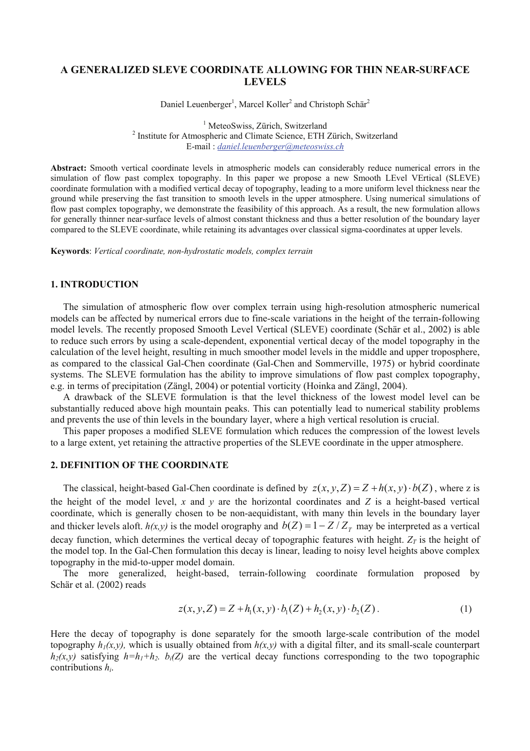# A GENERALIZED SLEVE COORDINATE ALLOWING FOR THIN NEAR-SURFACE LEVELS

Daniel Leuenberger[1], Marcel Koller[2] and Christoph Schär[2]

[1] MeteoSwiss, Zürich, Switzerland
[2] Institute for Atmospheric and Climate Science, ETH Zürich, Switzerland
E-mail : daniel.leuenberger@meteoswiss.ch

**Abstract:** Smooth vertical coordinate levels in atmospheric models can considerably reduce numerical errors in the simulation of flow past complex topography. In this paper we propose a new Smooth LEvel VErtical (SLEVE) coordinate formulation with a modified vertical decay of topography, leading to a more uniform level thickness near the ground while preserving the fast transition to smooth levels in the upper atmosphere. Using numerical simulations of flow past complex topography, we demonstrate the feasibility of this approach. As a result, the new formulation allows for generally thinner near-surface levels of almost constant thickness and thus a better resolution of the boundary layer compared to the SLEVE coordinate, while retaining its advantages over classical sigma-coordinates at upper levels.

**Keywords**: *Vertical coordinate, non-hydrostatic models, complex terrain*

## 1. INTRODUCTION

The simulation of atmospheric flow over complex terrain using high-resolution atmospheric numerical models can be affected by numerical errors due to fine-scale variations in the height of the terrain-following model levels. The recently proposed Smooth Level Vertical (SLEVE) coordinate (Schär et al., 2002) is able to reduce such errors by using a scale-dependent, exponential vertical decay of the model topography in the calculation of the level height, resulting in much smoother model levels in the middle and upper troposphere, as compared to the classical Gal-Chen coordinate (Gal-Chen and Sommerville, 1975) or hybrid coordinate systems. The SLEVE formulation has the ability to improve simulations of flow past complex topography, e.g. in terms of precipitation (Zängl, 2004) or potential vorticity (Hoinka and Zängl, 2004).

A drawback of the SLEVE formulation is that the level thickness of the lowest model level can be substantially reduced above high mountain peaks. This can potentially lead to numerical stability problems and prevents the use of thin levels in the boundary layer, where a high vertical resolution is crucial.

This paper proposes a modified SLEVE formulation which reduces the compression of the lowest levels to a large extent, yet retaining the attractive properties of the SLEVE coordinate in the upper atmosphere.

## 2. DEFINITION OF THE COORDINATE

The classical, height-based Gal-Chen coordinate is defined by $z(x, y, Z) = Z + h(x, y) \cdot b(Z)$, where z is the height of the model level, *x* and *y* are the horizontal coordinates and *Z* is a height-based vertical coordinate, which is generally chosen to be non-aequidistant, with many thin levels in the boundary layer and thicker levels aloft. *h(x,y)* is the model orography and $b(Z) = 1 - Z / Z_T$ may be interpreted as a vertical decay function, which determines the vertical decay of topographic features with height. $Z_T$ is the height of the model top. In the Gal-Chen formulation this decay is linear, leading to noisy level heights above complex topography in the mid-to-upper model domain.

The more generalized, height-based, terrain-following coordinate formulation proposed by Schär et al. (2002) reads

$$z(x, y, Z) = Z + h_1(x, y) \cdot b_1(Z) + h_2(x, y) \cdot b_2(Z) . \tag{1}$$

Here the decay of topography is done separately for the smooth large-scale contribution of the model topography $h_1(x,y)$, which is usually obtained from *h(x,y)* with a digital filter, and its small-scale counterpart $h_2(x,y)$ satisfying $h=h_1+h_2$. $b_i(Z)$ are the vertical decay functions corresponding to the two topographic contributions $h_i$.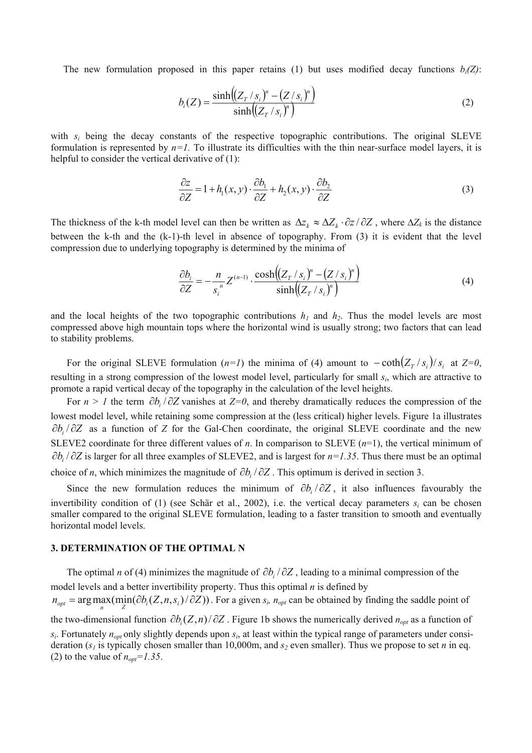The new formulation proposed in this paper retains (1) but uses modified decay functions $b_i(Z)$:

$$b_i(Z) = \frac{\sinh\left((Z_T / s_i)^n - (Z / s_i)^n\right)}{\sinh\left((Z_T / s_i)^n\right)} \tag{2}$$

with $s_i$ being the decay constants of the respective topographic contributions. The original SLEVE formulation is represented by $n=1$. To illustrate its difficulties with the thin near-surface model layers, it is helpful to consider the vertical derivative of (1):

$$\frac{\partial z}{\partial Z} = 1 + h_1(x,y) \cdot \frac{\partial b_1}{\partial Z} + h_2(x,y) \cdot \frac{\partial b_2}{\partial Z} \tag{3}$$

The thickness of the k-th model level can then be written as $\Delta z_k \approx \Delta Z_k \cdot \partial z / \partial Z$, where $\Delta Z_k$ is the distance between the k-th and the (k-1)-th level in absence of topography. From (3) it is evident that the level compression due to underlying topography is determined by the minima of

$$\frac{\partial b_i}{\partial Z} = -\frac{n}{s_i^{\,n}} Z^{(n-1)} \cdot \frac{\cosh\left((Z_T / s_i)^n - (Z / s_i)^n\right)}{\sinh\left((Z_T / s_i)^n\right)} \tag{4}$$

and the local heights of the two topographic contributions $h_1$ and $h_2$. Thus the model levels are most compressed above high mountain tops where the horizontal wind is usually strong; two factors that can lead to stability problems.

For the original SLEVE formulation ($n=1$) the minima of (4) amount to $-\coth(Z_T / s_i)/s_i$ at $Z=0$, resulting in a strong compression of the lowest model level, particularly for small $s_i$, which are attractive to promote a rapid vertical decay of the topography in the calculation of the level heights.

For $n > 1$ the term $\partial b_i / \partial Z$ vanishes at $Z=0$, and thereby dramatically reduces the compression of the lowest model level, while retaining some compression at the (less critical) higher levels. Figure 1a illustrates $\partial b_i / \partial Z$ as a function of $Z$ for the Gal-Chen coordinate, the original SLEVE coordinate and the new SLEVE2 coordinate for three different values of $n$. In comparison to SLEVE ($n=1$), the vertical minimum of $\partial b_i / \partial Z$ is larger for all three examples of SLEVE2, and is largest for $n=1.35$. Thus there must be an optimal choice of $n$, which minimizes the magnitude of $\partial b_i / \partial Z$. This optimum is derived in section 3.

Since the new formulation reduces the minimum of $\partial b_i / \partial Z$, it also influences favourably the invertibility condition of (1) (see Schär et al., 2002), i.e. the vertical decay parameters $s_i$ can be chosen smaller compared to the original SLEVE formulation, leading to a faster transition to smooth and eventually horizontal model levels.

## 3. DETERMINATION OF THE OPTIMAL N

The optimal $n$ of (4) minimizes the magnitude of $\partial b_i / \partial Z$, leading to a minimal compression of the model levels and a better invertibility property. Thus this optimal $n$ is defined by $n_{opt} = \arg\max_n(\min_Z(\partial b_i(Z, n, s_i)/\partial Z))$. For a given $s_i$, $n_{opt}$ can be obtained by finding the saddle point of the two-dimensional function $\partial b_i(Z, n)/\partial Z$. Figure 1b shows the numerically derived $n_{opt}$ as a function of $s_i$. Fortunately $n_{opt}$ only slightly depends upon $s_i$, at least within the typical range of parameters under consideration ($s_1$ is typically chosen smaller than 10,000m, and $s_2$ even smaller). Thus we propose to set $n$ in eq. (2) to the value of $n_{opt}=1.35$.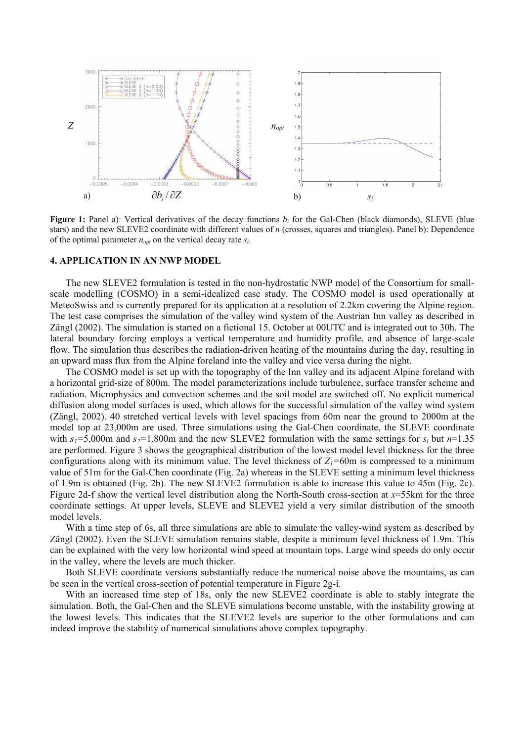**Figure 1:** Panel a): Vertical derivatives of the decay functions $b_i$ for the Gal-Chen (black diamonds), SLEVE (blue stars) and the new SLEVE2 coordinate with different values of $n$ (crosses, squares and triangles). Panel b): Dependence of the optimal parameter $n_{opt}$ on the vertical decay rate $s_i$.

## 4. APPLICATION IN AN NWP MODEL

The new SLEVE2 formulation is tested in the non-hydrostatic NWP model of the Consortium for small-scale modelling (COSMO) in a semi-idealized case study. The COSMO model is used operationally at MeteoSwiss and is currently prepared for its application at a resolution of 2.2km covering the Alpine region. The test case comprises the simulation of the valley wind system of the Austrian Inn valley as described in Zängl (2002). The simulation is started on a fictional 15. October at 00UTC and is integrated out to 30h. The lateral boundary forcing employs a vertical temperature and humidity profile, and absence of large-scale flow. The simulation thus describes the radiation-driven heating of the mountains during the day, resulting in an upward mass flux from the Alpine foreland into the valley and vice versa during the night.

The COSMO model is set up with the topography of the Inn valley and its adjacent Alpine foreland with a horizontal grid-size of 800m. The model parameterizations include turbulence, surface transfer scheme and radiation. Microphysics and convection schemes and the soil model are switched off. No explicit numerical diffusion along model surfaces is used, which allows for the successful simulation of the valley wind system (Zängl, 2002). 40 stretched vertical levels with level spacings from 60m near the ground to 2000m at the model top at 23,000m are used. Three simulations using the Gal-Chen coordinate, the SLEVE coordinate with $s_1$=5,000m and $s_2$=1,800m and the new SLEVE2 formulation with the same settings for $s_i$ but $n$=1.35 are performed. Figure 3 shows the geographical distribution of the lowest model level thickness for the three configurations along with its minimum value. The level thickness of $Z_1$=60m is compressed to a minimum value of 51m for the Gal-Chen coordinate (Fig. 2a) whereas in the SLEVE setting a minimum level thickness of 1.9m is obtained (Fig. 2b). The new SLEVE2 formulation is able to increase this value to 45m (Fig. 2c). Figure 2d-f show the vertical level distribution along the North-South cross-section at $x$=55km for the three coordinate settings. At upper levels, SLEVE and SLEVE2 yield a very similar distribution of the smooth model levels.

With a time step of 6s, all three simulations are able to simulate the valley-wind system as described by Zängl (2002). Even the SLEVE simulation remains stable, despite a minimum level thickness of 1.9m. This can be explained with the very low horizontal wind speed at mountain tops. Large wind speeds do only occur in the valley, where the levels are much thicker.

Both SLEVE coordinate versions substantially reduce the numerical noise above the mountains, as can be seen in the vertical cross-section of potential temperature in Figure 2g-i.

With an increased time step of 18s, only the new SLEVE2 coordinate is able to stably integrate the simulation. Both, the Gal-Chen and the SLEVE simulations become unstable, with the instability growing at the lowest levels. This indicates that the SLEVE2 levels are superior to the other formulations and can indeed improve the stability of numerical simulations above complex topography.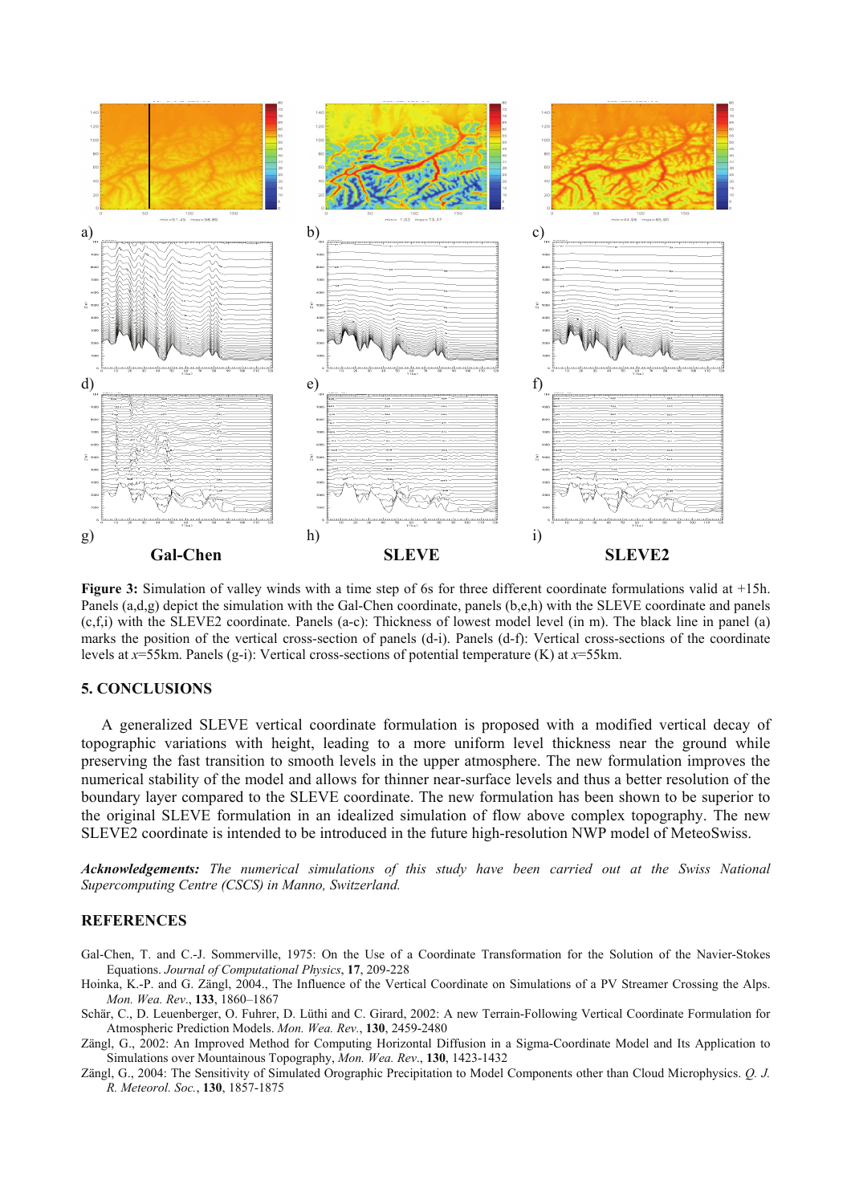a)

b)

c)

d)

e)

f)

g)

h)

i)

**Gal-Chen** **SLEVE** **SLEVE2**

**Figure 3:** Simulation of valley winds with a time step of 6s for three different coordinate formulations valid at +15h. Panels (a,d,g) depict the simulation with the Gal-Chen coordinate, panels (b,e,h) with the SLEVE coordinate and panels (c,f,i) with the SLEVE2 coordinate. Panels (a-c): Thickness of lowest model level (in m). The black line in panel (a) marks the position of the vertical cross-section of panels (d-i). Panels (d-f): Vertical cross-sections of the coordinate levels at *x*=55km. Panels (g-i): Vertical cross-sections of potential temperature (K) at *x*=55km.

## 5. CONCLUSIONS

A generalized SLEVE vertical coordinate formulation is proposed with a modified vertical decay of topographic variations with height, leading to a more uniform level thickness near the ground while preserving the fast transition to smooth levels in the upper atmosphere. The new formulation improves the numerical stability of the model and allows for thinner near-surface levels and thus a better resolution of the boundary layer compared to the SLEVE coordinate. The new formulation has been shown to be superior to the original SLEVE formulation in an idealized simulation of flow above complex topography. The new SLEVE2 coordinate is intended to be introduced in the future high-resolution NWP model of MeteoSwiss.

***Acknowledgements:*** *The numerical simulations of this study have been carried out at the Swiss National Supercomputing Centre (CSCS) in Manno, Switzerland.*

## REFERENCES

Gal-Chen, T. and C.-J. Sommerville, 1975: On the Use of a Coordinate Transformation for the Solution of the Navier-Stokes Equations. *Journal of Computational Physics*, **17**, 209-228

Hoinka, K.-P. and G. Zängl, 2004., The Influence of the Vertical Coordinate on Simulations of a PV Streamer Crossing the Alps. *Mon. Wea. Rev*., **133**, 1860–1867

Schär, C., D. Leuenberger, O. Fuhrer, D. Lüthi and C. Girard, 2002: A new Terrain-Following Vertical Coordinate Formulation for Atmospheric Prediction Models. *Mon. Wea. Rev*., **130**, 2459-2480

Zängl, G., 2002: An Improved Method for Computing Horizontal Diffusion in a Sigma-Coordinate Model and Its Application to Simulations over Mountainous Topography, *Mon. Wea. Rev*., **130**, 1423-1432

Zängl, G., 2004: The Sensitivity of Simulated Orographic Precipitation to Model Components other than Cloud Microphysics. *Q. J. R. Meteorol. Soc.*, **130**, 1857-1875